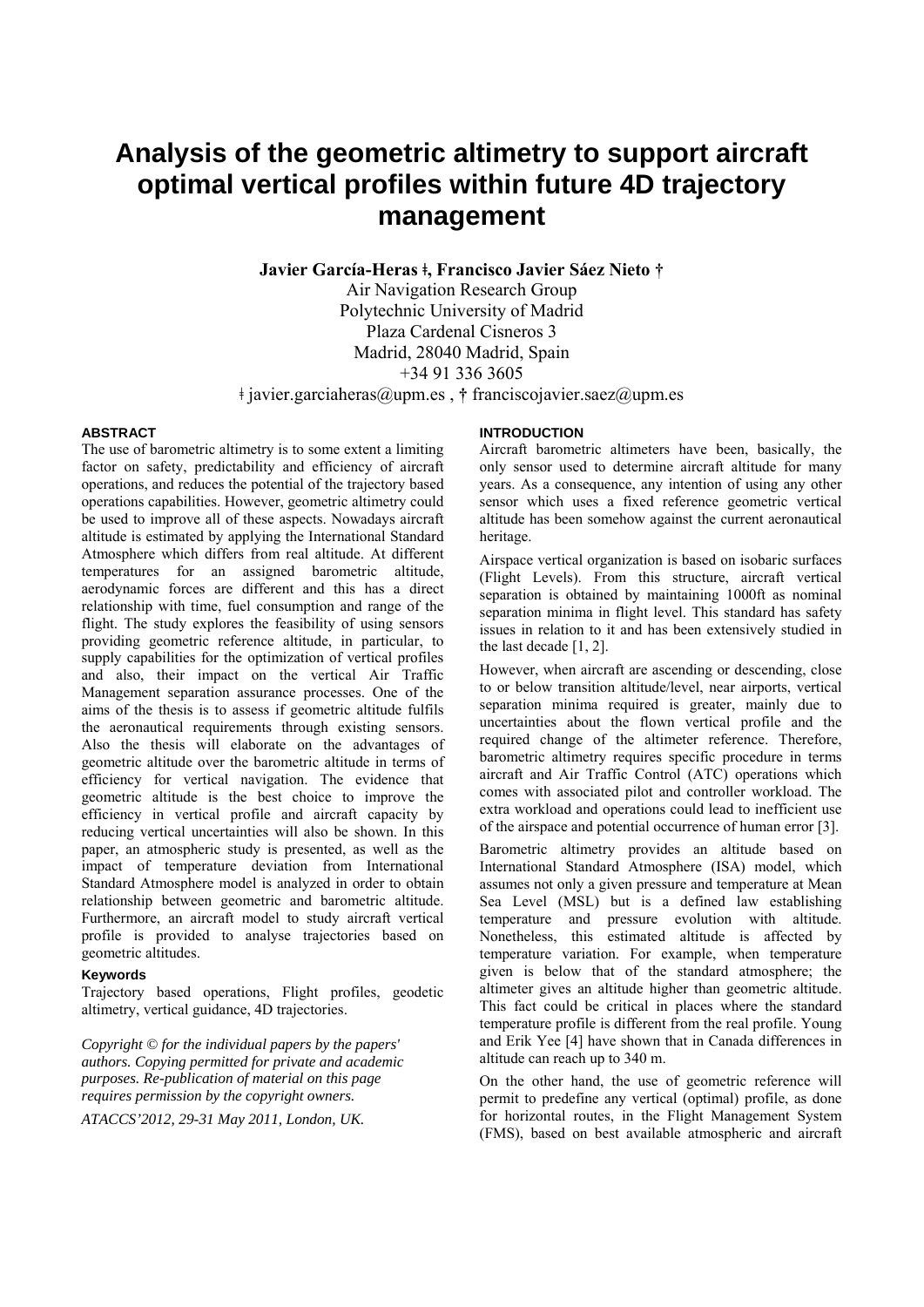# Analysis of the geometric altimetry to support aircraft optimal vertical profiles within future 4D trajectory management

**Javier García-Heras ǂ, Francisco Javier Sáez Nieto †**

Air Navigation Research Group
Polytechnic University of Madrid
Plaza Cardenal Cisneros 3
Madrid, 28040 Madrid, Spain
+34 91 336 3605
ǂ javier.garciaheras@upm.es , † franciscojavier.saez@upm.es

## ABSTRACT

The use of barometric altimetry is to some extent a limiting factor on safety, predictability and efficiency of aircraft operations, and reduces the potential of the trajectory based operations capabilities. However, geometric altimetry could be used to improve all of these aspects. Nowadays aircraft altitude is estimated by applying the International Standard Atmosphere which differs from real altitude. At different temperatures for an assigned barometric altitude, aerodynamic forces are different and this has a direct relationship with time, fuel consumption and range of the flight. The study explores the feasibility of using sensors providing geometric reference altitude, in particular, to supply capabilities for the optimization of vertical profiles and also, their impact on the vertical Air Traffic Management separation assurance processes. One of the aims of the thesis is to assess if geometric altitude fulfils the aeronautical requirements through existing sensors. Also the thesis will elaborate on the advantages of geometric altitude over the barometric altitude in terms of efficiency for vertical navigation. The evidence that geometric altitude is the best choice to improve the efficiency in vertical profile and aircraft capacity by reducing vertical uncertainties will also be shown. In this paper, an atmospheric study is presented, as well as the impact of temperature deviation from International Standard Atmosphere model is analyzed in order to obtain relationship between geometric and barometric altitude. Furthermore, an aircraft model to study aircraft vertical profile is provided to analyse trajectories based on geometric altitudes.

### Keywords

Trajectory based operations, Flight profiles, geodetic altimetry, vertical guidance, 4D trajectories.

*Copyright © for the individual papers by the papers' authors. Copying permitted for private and academic purposes. Re-publication of material on this page requires permission by the copyright owners.*

*ATACCS'2012, 29-31 May 2011, London, UK.*

## INTRODUCTION

Aircraft barometric altimeters have been, basically, the only sensor used to determine aircraft altitude for many years. As a consequence, any intention of using any other sensor which uses a fixed reference geometric vertical altitude has been somehow against the current aeronautical heritage.

Airspace vertical organization is based on isobaric surfaces (Flight Levels). From this structure, aircraft vertical separation is obtained by maintaining 1000ft as nominal separation minima in flight level. This standard has safety issues in relation to it and has been extensively studied in the last decade [1, 2].

However, when aircraft are ascending or descending, close to or below transition altitude/level, near airports, vertical separation minima required is greater, mainly due to uncertainties about the flown vertical profile and the required change of the altimeter reference. Therefore, barometric altimetry requires specific procedure in terms aircraft and Air Traffic Control (ATC) operations which comes with associated pilot and controller workload. The extra workload and operations could lead to inefficient use of the airspace and potential occurrence of human error [3].

Barometric altimetry provides an altitude based on International Standard Atmosphere (ISA) model, which assumes not only a given pressure and temperature at Mean Sea Level (MSL) but is a defined law establishing temperature and pressure evolution with altitude. Nonetheless, this estimated altitude is affected by temperature variation. For example, when temperature given is below that of the standard atmosphere; the altimeter gives an altitude higher than geometric altitude. This fact could be critical in places where the standard temperature profile is different from the real profile. Young and Erik Yee [4] have shown that in Canada differences in altitude can reach up to 340 m.

On the other hand, the use of geometric reference will permit to predefine any vertical (optimal) profile, as done for horizontal routes, in the Flight Management System (FMS), based on best available atmospheric and aircraft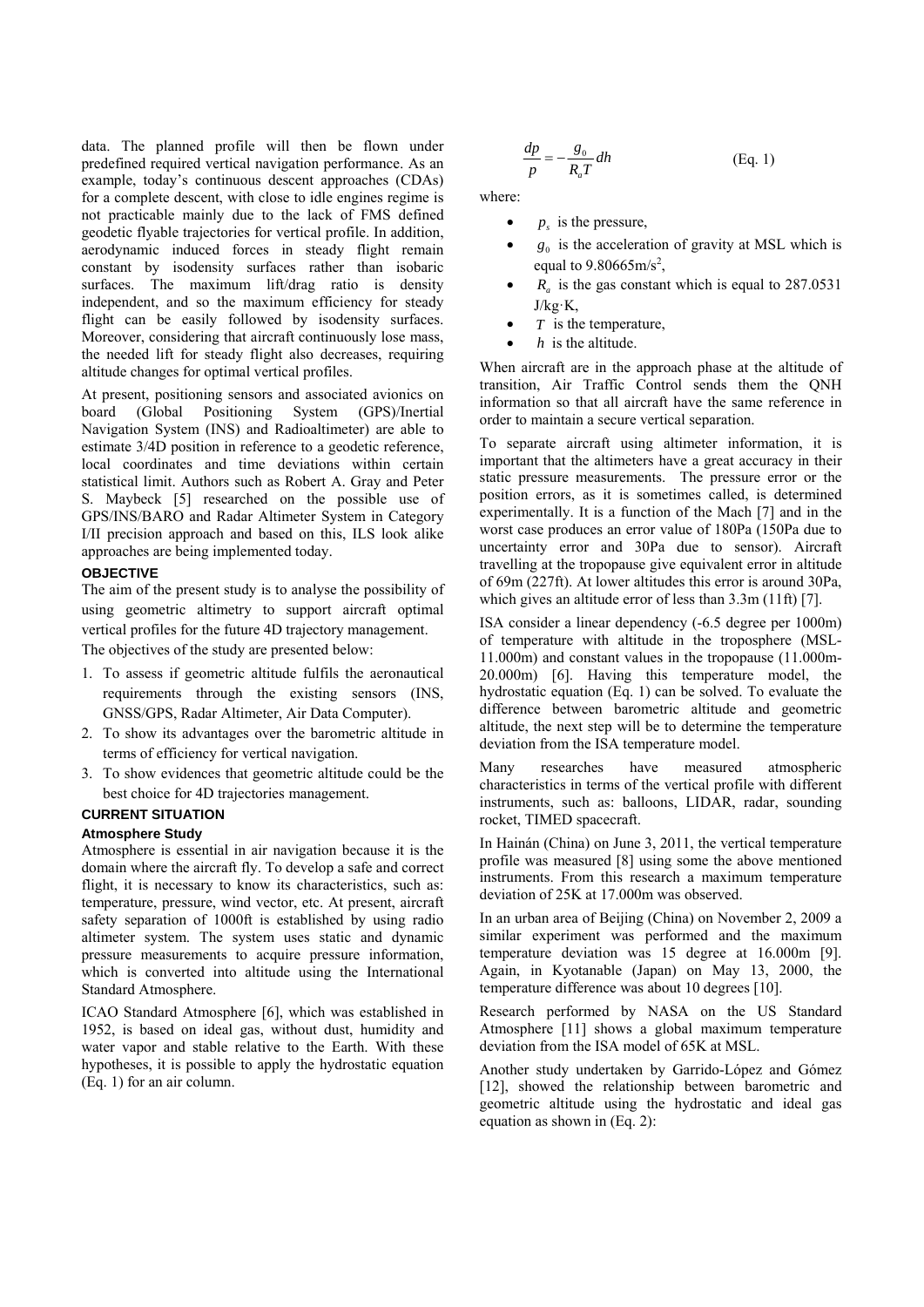data. The planned profile will then be flown under predefined required vertical navigation performance. As an example, today's continuous descent approaches (CDAs) for a complete descent, with close to idle engines regime is not practicable mainly due to the lack of FMS defined geodetic flyable trajectories for vertical profile. In addition, aerodynamic induced forces in steady flight remain constant by isodensity surfaces rather than isobaric surfaces. The maximum lift/drag ratio is density independent, and so the maximum efficiency for steady flight can be easily followed by isodensity surfaces. Moreover, considering that aircraft continuously lose mass, the needed lift for steady flight also decreases, requiring altitude changes for optimal vertical profiles.

At present, positioning sensors and associated avionics on board (Global Positioning System (GPS)/Inertial Navigation System (INS) and Radioaltimeter) are able to estimate 3/4D position in reference to a geodetic reference, local coordinates and time deviations within certain statistical limit. Authors such as Robert A. Gray and Peter S. Maybeck [5] researched on the possible use of GPS/INS/BARO and Radar Altimeter System in Category I/II precision approach and based on this, ILS look alike approaches are being implemented today.

## OBJECTIVE

The aim of the present study is to analyse the possibility of using geometric altimetry to support aircraft optimal vertical profiles for the future 4D trajectory management.

The objectives of the study are presented below:

1. To assess if geometric altitude fulfils the aeronautical requirements through the existing sensors (INS, GNSS/GPS, Radar Altimeter, Air Data Computer).
2. To show its advantages over the barometric altitude in terms of efficiency for vertical navigation.
3. To show evidences that geometric altitude could be the best choice for 4D trajectories management.

## CURRENT SITUATION

### Atmosphere Study

Atmosphere is essential in air navigation because it is the domain where the aircraft fly. To develop a safe and correct flight, it is necessary to know its characteristics, such as: temperature, pressure, wind vector, etc. At present, aircraft safety separation of 1000ft is established by using radio altimeter system. The system uses static and dynamic pressure measurements to acquire pressure information, which is converted into altitude using the International Standard Atmosphere.

ICAO Standard Atmosphere [6], which was established in 1952, is based on ideal gas, without dust, humidity and water vapor and stable relative to the Earth. With these hypotheses, it is possible to apply the hydrostatic equation (Eq. 1) for an air column.

$$\frac{dp}{p} = -\frac{g_0}{R_a T} dh \qquad \text{(Eq. 1)}$$

where:

- $p_s$ is the pressure,
- $g_0$ is the acceleration of gravity at MSL which is equal to 9.80665m/s$^2$,
- $R_a$ is the gas constant which is equal to 287.0531 J/kg·K,
- $T$ is the temperature,
- $h$ is the altitude.

When aircraft are in the approach phase at the altitude of transition, Air Traffic Control sends them the QNH information so that all aircraft have the same reference in order to maintain a secure vertical separation.

To separate aircraft using altimeter information, it is important that the altimeters have a great accuracy in their static pressure measurements. The pressure error or the position errors, as it is sometimes called, is determined experimentally. It is a function of the Mach [7] and in the worst case produces an error value of 180Pa (150Pa due to uncertainty error and 30Pa due to sensor). Aircraft travelling at the tropopause give equivalent error in altitude of 69m (227ft). At lower altitudes this error is around 30Pa, which gives an altitude error of less than 3.3m (11ft) [7].

ISA consider a linear dependency (-6.5 degree per 1000m) of temperature with altitude in the troposphere (MSL-11.000m) and constant values in the tropopause (11.000m-20.000m) [6]. Having this temperature model, the hydrostatic equation (Eq. 1) can be solved. To evaluate the difference between barometric altitude and geometric altitude, the next step will be to determine the temperature deviation from the ISA temperature model.

Many researches have measured atmospheric characteristics in terms of the vertical profile with different instruments, such as: balloons, LIDAR, radar, sounding rocket, TIMED spacecraft.

In Hainán (China) on June 3, 2011, the vertical temperature profile was measured [8] using some the above mentioned instruments. From this research a maximum temperature deviation of 25K at 17.000m was observed.

In an urban area of Beijing (China) on November 2, 2009 a similar experiment was performed and the maximum temperature deviation was 15 degree at 16.000m [9]. Again, in Kyotanable (Japan) on May 13, 2000, the temperature difference was about 10 degrees [10].

Research performed by NASA on the US Standard Atmosphere [11] shows a global maximum temperature deviation from the ISA model of 65K at MSL.

Another study undertaken by Garrido-López and Gómez [12], showed the relationship between barometric and geometric altitude using the hydrostatic and ideal gas equation as shown in (Eq. 2):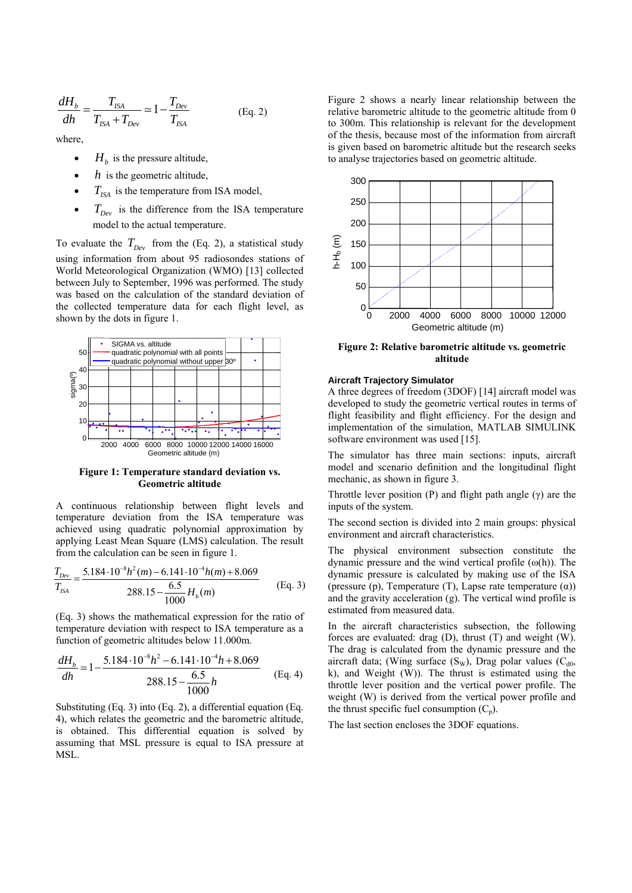$$\frac{dH_b}{dh} = \frac{T_{ISA}}{T_{ISA} + T_{Dev}} \simeq 1 - \frac{T_{Dev}}{T_{ISA}} \qquad \text{(Eq. 2)}$$

where,

- $H_b$ is the pressure altitude,
- $h$ is the geometric altitude,
- $T_{ISA}$ is the temperature from ISA model,
- $T_{Dev}$ is the difference from the ISA temperature model to the actual temperature.

To evaluate the $T_{Dev}$ from the (Eq. 2), a statistical study using information from about 95 radiosondes stations of World Meteorological Organization (WMO) [13] collected between July to September, 1996 was performed. The study was based on the calculation of the standard deviation of the collected temperature data for each flight level, as shown by the dots in figure 1.

**Figure 1: Temperature standard deviation vs. Geometric altitude**

A continuous relationship between flight levels and temperature deviation from the ISA temperature was achieved using quadratic polynomial approximation by applying Least Mean Square (LMS) calculation. The result from the calculation can be seen in figure 1.

$$\frac{T_{Dev}}{T_{ISA}} = \frac{5.184 \cdot 10^{-8} h^2(m) - 6.141 \cdot 10^{-4} h(m) + 8.069}{288.15 - \dfrac{6.5}{1000} H_b(m)} \qquad \text{(Eq. 3)}$$

(Eq. 3) shows the mathematical expression for the ratio of temperature deviation with respect to ISA temperature as a function of geometric altitudes below 11.000m.

$$\frac{dH_b}{dh} \simeq 1 - \frac{5.184 \cdot 10^{-8} h^2 - 6.141 \cdot 10^{-4} h + 8.069}{288.15 - \dfrac{6.5}{1000} h} \qquad \text{(Eq. 4)}$$

Substituting (Eq. 3) into (Eq. 2), a differential equation (Eq. 4), which relates the geometric and the barometric altitude, is obtained. This differential equation is solved by assuming that MSL pressure is equal to ISA pressure at MSL.

Figure 2 shows a nearly linear relationship between the relative barometric altitude to the geometric altitude from 0 to 300m. This relationship is relevant for the development of the thesis, because most of the information from aircraft is given based on barometric altitude but the research seeks to analyse trajectories based on geometric altitude.

**Figure 2: Relative barometric altitude vs. geometric altitude**

### Aircraft Trajectory Simulator

A three degrees of freedom (3DOF) [14] aircraft model was developed to study the geometric vertical routes in terms of flight feasibility and flight efficiency. For the design and implementation of the simulation, MATLAB SIMULINK software environment was used [15].

The simulator has three main sections: inputs, aircraft model and scenario definition and the longitudinal flight mechanic, as shown in figure 3.

Throttle lever position (P) and flight path angle (γ) are the inputs of the system.

The second section is divided into 2 main groups: physical environment and aircraft characteristics.

The physical environment subsection constitute the dynamic pressure and the wind vertical profile (ω(h)). The dynamic pressure is calculated by making use of the ISA (pressure (p), Temperature (T), Lapse rate temperature (α)) and the gravity acceleration (g). The vertical wind profile is estimated from measured data.

In the aircraft characteristics subsection, the following forces are evaluated: drag (D), thrust (T) and weight (W). The drag is calculated from the dynamic pressure and the aircraft data; (Wing surface ($S_W$), Drag polar values ($C_{d0}$, k), and Weight (W)). The thrust is estimated using the throttle lever position and the vertical power profile. The weight (W) is derived from the vertical power profile and the thrust specific fuel consumption ($C_p$).

The last section encloses the 3DOF equations.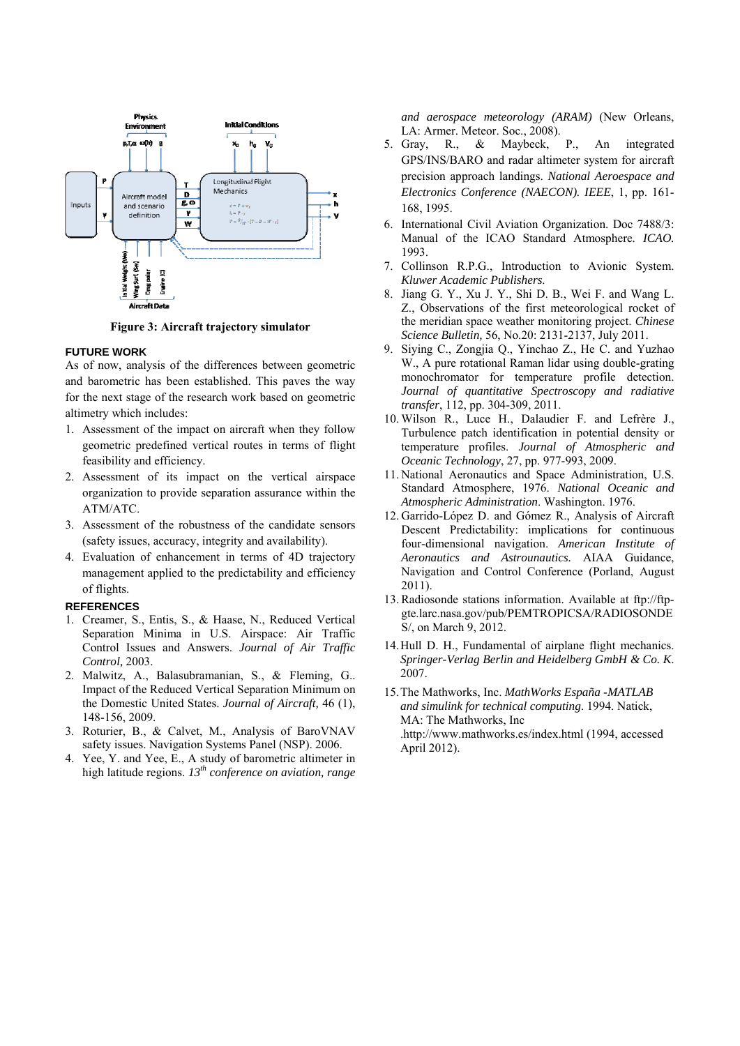Physics Environment

p,T,α   ω(h)   g

Initial Conditions

$x_0$   $h_0$   $V_0$

Inputs

P

γ

Aircraft model and scenario definition

T

D

g, ω

γ

W

Longitudinal Flight Mechanics

x

h

V

Initial Weight (Wo)

Wing Surf. (Sw)

Drag polar

Engine (C)

Aircraft Data

**Figure 3: Aircraft trajectory simulator**

## FUTURE WORK

As of now, analysis of the differences between geometric and barometric has been established. This paves the way for the next stage of the research work based on geometric altimetry which includes:

1. Assessment of the impact on aircraft when they follow geometric predefined vertical routes in terms of flight feasibility and efficiency.
2. Assessment of its impact on the vertical airspace organization to provide separation assurance within the ATM/ATC.
3. Assessment of the robustness of the candidate sensors (safety issues, accuracy, integrity and availability).
4. Evaluation of enhancement in terms of 4D trajectory management applied to the predictability and efficiency of flights.

## REFERENCES

1. Creamer, S., Entis, S., & Haase, N., Reduced Vertical Separation Minima in U.S. Airspace: Air Traffic Control Issues and Answers. *Journal of Air Traffic Control*, 2003.
2. Malwitz, A., Balasubramanian, S., & Fleming, G.. Impact of the Reduced Vertical Separation Minimum on the Domestic United States. *Journal of Aircraft,* 46 (1), 148-156, 2009.
3. Roturier, B., & Calvet, M., Analysis of BaroVNAV safety issues. Navigation Systems Panel (NSP). 2006.
4. Yee, Y. and Yee, E., A study of barometric altimeter in high latitude regions. *13th conference on aviation, range and aerospace meteorology (ARAM)* (New Orleans, LA: Armer. Meteor. Soc., 2008).
5. Gray, R., & Maybeck, P., An integrated GPS/INS/BARO and radar altimeter system for aircraft precision approach landings. *National Aeroespace and Electronics Conference (NAECON). IEEE*, 1, pp. 161-168, 1995.
6. International Civil Aviation Organization. Doc 7488/3: Manual of the ICAO Standard Atmosphere. *ICAO.* 1993.
7. Collinson R.P.G., Introduction to Avionic System. *Kluwer Academic Publishers.*
8. Jiang G. Y., Xu J. Y., Shi D. B., Wei F. and Wang L. Z., Observations of the first meteorological rocket of the meridian space weather monitoring project. *Chinese Science Bulletin,* 56, No.20: 2131-2137, July 2011.
9. Siying C., Zongjia Q., Yinchao Z., He C. and Yuzhao W., A pure rotational Raman lidar using double-grating monochromator for temperature profile detection. *Journal of quantitative Spectroscopy and radiative transfer*, 112, pp. 304-309, 2011.
10. Wilson R., Luce H., Dalaudier F. and Lefrère J., Turbulence patch identification in potential density or temperature profiles. *Journal of Atmospheric and Oceanic Technology*, 27, pp. 977-993, 2009.
11. National Aeronautics and Space Administration, U.S. Standard Atmosphere, 1976. *National Oceanic and Atmospheric Administration*. Washington. 1976.
12. Garrido-López D. and Gómez R., Analysis of Aircraft Descent Predictability: implications for continuous four-dimensional navigation. *American Institute of Aeronautics and Astrounautics.* AIAA Guidance, Navigation and Control Conference (Porland, August 2011).
13. Radiosonde stations information. Available at ftp://ftp-gte.larc.nasa.gov/pub/PEMTROPICSA/RADIOSONDES/, on March 9, 2012.
14. Hull D. H., Fundamental of airplane flight mechanics. *Springer-Verlag Berlin and Heidelberg GmbH & Co. K*. 2007.
15. The Mathworks, Inc. *MathWorks España -MATLAB and simulink for technical computing*. 1994. Natick, MA: The Mathworks, Inc .http://www.mathworks.es/index.html (1994, accessed April 2012).